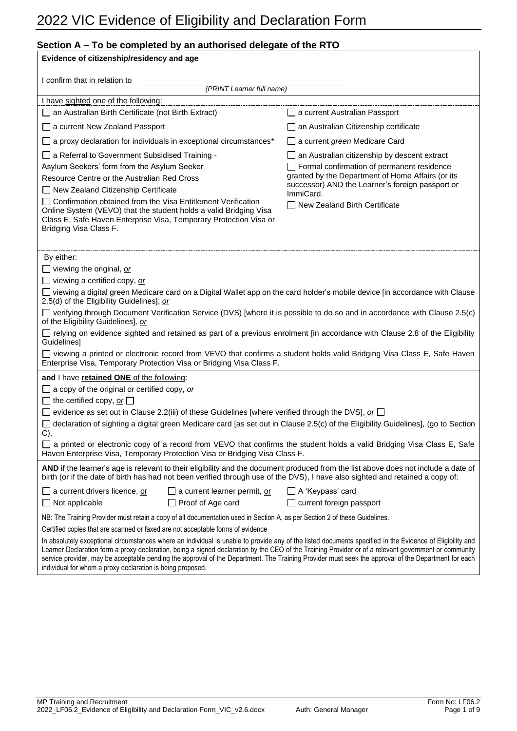# 2022 VIC Evidence of Eligibility and Declaration Form

## Section A – To be completed by an authorised delegate of the RTO

**Evidence of citizenship/residency and age**

I confirm that in relation to ______________________________
*(PRINT Learner full name)*

I have sighted one of the following:

- ☐ an Australian Birth Certificate (not Birth Extract)
- ☐ a current New Zealand Passport
- ☐ a proxy declaration for individuals in exceptional circumstances*
- ☐ a Referral to Government Subsidised Training - Asylum Seekers' form from the Asylum Seeker Resource Centre or the Australian Red Cross
- ☐ New Zealand Citizenship Certificate
- ☐ Confirmation obtained from the Visa Entitlement Verification Online System (VEVO) that the student holds a valid Bridging Visa Class E, Safe Haven Enterprise Visa, Temporary Protection Visa or Bridging Visa Class F.
- ☐ a current Australian Passport
- ☐ an Australian Citizenship certificate
- ☐ a current *green* Medicare Card
- ☐ an Australian citizenship by descent extract
- ☐ Formal confirmation of permanent residence granted by the Department of Home Affairs (or its successor) AND the Learner's foreign passport or ImmiCard.
- ☐ New Zealand Birth Certificate

By either:

- ☐ viewing the original, *or*
- ☐ viewing a certified copy, *or*
- ☐ viewing a digital green Medicare card on a Digital Wallet app on the card holder's mobile device [in accordance with Clause 2.5(d) of the Eligibility Guidelines]; *or*
- ☐ verifying through Document Verification Service (DVS) [where it is possible to do so and in accordance with Clause 2.5(c) of the Eligibility Guidelines], *or*
- ☐ relying on evidence sighted and retained as part of a previous enrolment [in accordance with Clause 2.8 of the Eligibility Guidelines]
- ☐ viewing a printed or electronic record from VEVO that confirms a student holds valid Bridging Visa Class E, Safe Haven Enterprise Visa, Temporary Protection Visa or Bridging Visa Class F.

**and** I have **retained ONE** of the following:

- ☐ a copy of the original or certified copy, *or*
- ☐ the certified copy, *or* ☐
- ☐ evidence as set out in Clause 2.2(iii) of these Guidelines [where verified through the DVS], *or* ☐
- ☐ declaration of sighting a digital green Medicare card [as set out in Clause 2.5(c) of the Eligibility Guidelines], (go to Section C),
- ☐ a printed or electronic copy of a record from VEVO that confirms the student holds a valid Bridging Visa Class E, Safe Haven Enterprise Visa, Temporary Protection Visa or Bridging Visa Class F.

**AND** if the learner's age is relevant to their eligibility and the document produced from the list above does not include a date of birth (or if the date of birth has had not been verified through use of the DVS), I have also sighted and retained a copy of:

- ☐ a current drivers licence, *or*
- ☐ a current learner permit, *or*
- ☐ A 'Keypass' card
- ☐ Not applicable
- ☐ Proof of Age card
- ☐ current foreign passport

NB: The Training Provider must retain a copy of all documentation used in Section A, as per Section 2 of these Guidelines.

Certified copies that are scanned or faxed are not acceptable forms of evidence

In absolutely exceptional circumstances where an individual is unable to provide any of the listed documents specified in the Evidence of Eligibility and Learner Declaration form a proxy declaration, being a signed declaration by the CEO of the Training Provider or of a relevant government or community service provider, may be acceptable pending the approval of the Department. The Training Provider must seek the approval of the Department for each individual for whom a proxy declaration is being proposed.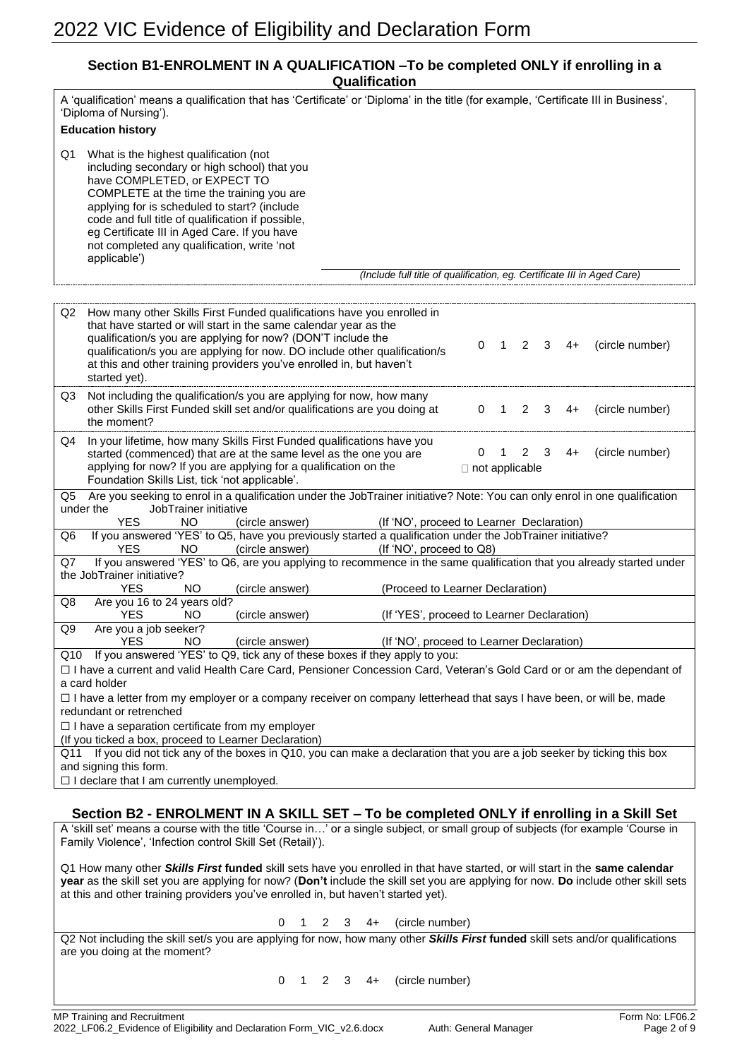# 2022 VIC Evidence of Eligibility and Declaration Form

## Section B1-ENROLMENT IN A QUALIFICATION –To be completed ONLY if enrolling in a Qualification

A 'qualification' means a qualification that has 'Certificate' or 'Diploma' in the title (for example, 'Certificate III in Business', 'Diploma of Nursing').

**Education history**

Q1 What is the highest qualification (not including secondary or high school) that you have COMPLETED, or EXPECT TO COMPLETE at the time the training you are applying for is scheduled to start? (include code and full title of qualification if possible, eg Certificate III in Aged Care. If you have not completed any qualification, write 'not applicable')

*(Include full title of qualification, eg. Certificate III in Aged Care)*

Q2 How many other Skills First Funded qualifications have you enrolled in that have started or will start in the same calendar year as the qualification/s you are applying for now? (DON'T include the qualification/s you are applying for now. DO include other qualification/s at this and other training providers you've enrolled in, but haven't started yet).

0 1 2 3 4+ (circle number)

Q3 Not including the qualification/s you are applying for now, how many other Skills First Funded skill set and/or qualifications are you doing at the moment?

0 1 2 3 4+ (circle number)

Q4 In your lifetime, how many Skills First Funded qualifications have you started (commenced) that are at the same level as the one you are applying for now? If you are applying for a qualification on the Foundation Skills List, tick 'not applicable'.

0 1 2 3 4+ (circle number)
☐ not applicable

Q5 Are you seeking to enrol in a qualification under the JobTrainer initiative? Note: You can only enrol in one qualification under the JobTrainer initiative

YES NO (circle answer) (If 'NO', proceed to Learner Declaration)

Q6 If you answered 'YES' to Q5, have you previously started a qualification under the JobTrainer initiative?

YES NO (circle answer) (If 'NO', proceed to Q8)

Q7 If you answered 'YES' to Q6, are you applying to recommence in the same qualification that you already started under the JobTrainer initiative?

YES NO (circle answer) (Proceed to Learner Declaration)

Q8 Are you 16 to 24 years old?

YES NO (circle answer) (If 'YES', proceed to Learner Declaration)

Q9 Are you a job seeker?

YES NO (circle answer) (If 'NO', proceed to Learner Declaration)

Q10 If you answered 'YES' to Q9, tick any of these boxes if they apply to you:

☐ I have a current and valid Health Care Card, Pensioner Concession Card, Veteran's Gold Card or or am the dependant of a card holder

☐ I have a letter from my employer or a company receiver on company letterhead that says I have been, or will be, made redundant or retrenched

☐ I have a separation certificate from my employer

(If you ticked a box, proceed to Learner Declaration)

Q11 If you did not tick any of the boxes in Q10, you can make a declaration that you are a job seeker by ticking this box and signing this form.

☐ I declare that I am currently unemployed.

## Section B2 - ENROLMENT IN A SKILL SET – To be completed ONLY if enrolling in a Skill Set

A 'skill set' means a course with the title 'Course in…' or a single subject, or small group of subjects (for example 'Course in Family Violence', 'Infection control Skill Set (Retail)').

Q1 How many other ***Skills First*** **funded** skill sets have you enrolled in that have started, or will start in the **same calendar year** as the skill set you are applying for now? (**Don't** include the skill set you are applying for now. **Do** include other skill sets at this and other training providers you've enrolled in, but haven't started yet).

0 1 2 3 4+ (circle number)

Q2 Not including the skill set/s you are applying for now, how many other ***Skills First*** **funded** skill sets and/or qualifications are you doing at the moment?

0 1 2 3 4+ (circle number)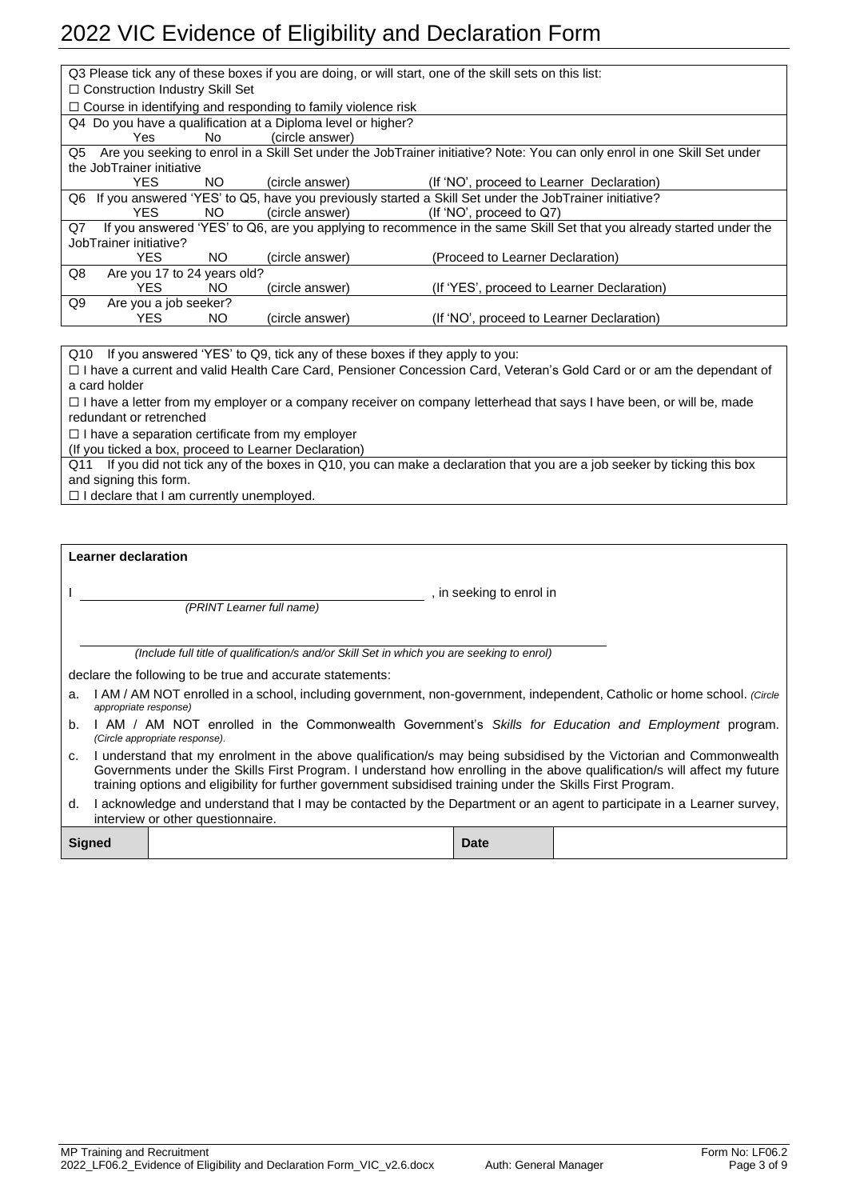# 2022 VIC Evidence of Eligibility and Declaration Form

Q3 Please tick any of these boxes if you are doing, or will start, one of the skill sets on this list:

☐ Construction Industry Skill Set

☐ Course in identifying and responding to family violence risk

Q4 Do you have a qualification at a Diploma level or higher?

Yes    No    (circle answer)

Q5 Are you seeking to enrol in a Skill Set under the JobTrainer initiative? Note: You can only enrol in one Skill Set under the JobTrainer initiative

YES    NO    (circle answer)    (If 'NO', proceed to Learner Declaration)

Q6 If you answered 'YES' to Q5, have you previously started a Skill Set under the JobTrainer initiative?

YES    NO    (circle answer)    (If 'NO', proceed to Q7)

Q7 If you answered 'YES' to Q6, are you applying to recommence in the same Skill Set that you already started under the JobTrainer initiative?

YES    NO    (circle answer)    (Proceed to Learner Declaration)

Q8 Are you 17 to 24 years old?

YES    NO    (circle answer)    (If 'YES', proceed to Learner Declaration)

Q9 Are you a job seeker?

YES    NO    (circle answer)    (If 'NO', proceed to Learner Declaration)

Q10 If you answered 'YES' to Q9, tick any of these boxes if they apply to you:

☐ I have a current and valid Health Care Card, Pensioner Concession Card, Veteran's Gold Card or or am the dependant of a card holder

☐ I have a letter from my employer or a company receiver on company letterhead that says I have been, or will be, made redundant or retrenched

☐ I have a separation certificate from my employer

(If you ticked a box, proceed to Learner Declaration)

Q11 If you did not tick any of the boxes in Q10, you can make a declaration that you are a job seeker by ticking this box and signing this form.

☐ I declare that I am currently unemployed.

**Learner declaration**

I ______________________________ , in seeking to enrol in
*(PRINT Learner full name)*

______________________________
*(Include full title of qualification/s and/or Skill Set in which you are seeking to enrol)*

declare the following to be true and accurate statements:

a. I AM / AM NOT enrolled in a school, including government, non-government, independent, Catholic or home school. *(Circle appropriate response)*

b. I AM / AM NOT enrolled in the Commonwealth Government's *Skills for Education and Employment* program. *(Circle appropriate response).*

c. I understand that my enrolment in the above qualification/s may being subsidised by the Victorian and Commonwealth Governments under the Skills First Program. I understand how enrolling in the above qualification/s will affect my future training options and eligibility for further government subsidised training under the Skills First Program.

d. I acknowledge and understand that I may be contacted by the Department or an agent to participate in a Learner survey, interview or other questionnaire.

| **Signed** | | **Date** | |
|---|---|---|---|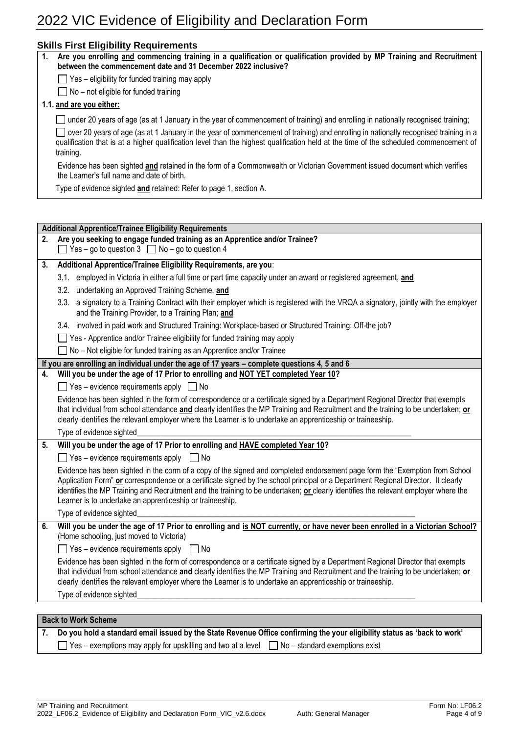# 2022 VIC Evidence of Eligibility and Declaration Form

## Skills First Eligibility Requirements

**1. Are you enrolling and commencing training in a qualification or qualification provided by MP Training and Recruitment between the commencement date and 31 December 2022 inclusive?**

☐ Yes – eligibility for funded training may apply

☐ No – not eligible for funded training

**1.1. and are you either:**

☐ under 20 years of age (as at 1 January in the year of commencement of training) and enrolling in nationally recognised training;

☐ over 20 years of age (as at 1 January in the year of commencement of training) and enrolling in nationally recognised training in a qualification that is at a higher qualification level than the highest qualification held at the time of the scheduled commencement of training.

Evidence has been sighted **and** retained in the form of a Commonwealth or Victorian Government issued document which verifies the Learner's full name and date of birth.

Type of evidence sighted **and** retained: Refer to page 1, section A.

## Additional Apprentice/Trainee Eligibility Requirements

**2. Are you seeking to engage funded training as an Apprentice and/or Trainee?**

☐ Yes – go to question 3 ☐ No – go to question 4

**3. Additional Apprentice/Trainee Eligibility Requirements, are you:**

3.1. employed in Victoria in either a full time or part time capacity under an award or registered agreement, **and**

3.2. undertaking an Approved Training Scheme, **and**

3.3. a signatory to a Training Contract with their employer which is registered with the VRQA a signatory, jointly with the employer and the Training Provider, to a Training Plan; **and**

3.4. involved in paid work and Structured Training: Workplace-based or Structured Training: Off-the job?

☐ Yes - Apprentice and/or Trainee eligibility for funded training may apply

☐ No – Not eligible for funded training as an Apprentice and/or Trainee

**If you are enrolling an individual under the age of 17 years – complete questions 4, 5 and 6**

**4. Will you be under the age of 17 Prior to enrolling and NOT YET completed Year 10?**

☐ Yes – evidence requirements apply ☐ No

Evidence has been sighted in the form of correspondence or a certificate signed by a Department Regional Director that exempts that individual from school attendance **and** clearly identifies the MP Training and Recruitment and the training to be undertaken; **or** clearly identifies the relevant employer where the Learner is to undertake an apprenticeship or traineeship.

Type of evidence sighted_______________________________________________

**5. Will you be under the age of 17 Prior to enrolling and HAVE completed Year 10?**

☐ Yes – evidence requirements apply ☐ No

Evidence has been sighted in the corm of a copy of the signed and completed endorsement page form the "Exemption from School Application Form" **or** correspondence or a certificate signed by the school principal or a Department Regional Director. It clearly identifies the MP Training and Recruitment and the training to be undertaken; **or** clearly identifies the relevant employer where the Learner is to undertake an apprenticeship or traineeship.

Type of evidence sighted_______________________________________________

**6. Will you be under the age of 17 Prior to enrolling and is NOT currently, or have never been enrolled in a Victorian School?** (Home schooling, just moved to Victoria)

☐ Yes – evidence requirements apply ☐ No

Evidence has been sighted in the form of correspondence or a certificate signed by a Department Regional Director that exempts that individual from school attendance **and** clearly identifies the MP Training and Recruitment and the training to be undertaken; **or** clearly identifies the relevant employer where the Learner is to undertake an apprenticeship or traineeship.

Type of evidence sighted_______________________________________________

## Back to Work Scheme

**7. Do you hold a standard email issued by the State Revenue Office confirming the your eligibility status as 'back to work'**

☐ Yes – exemptions may apply for upskilling and two at a level ☐ No – standard exemptions exist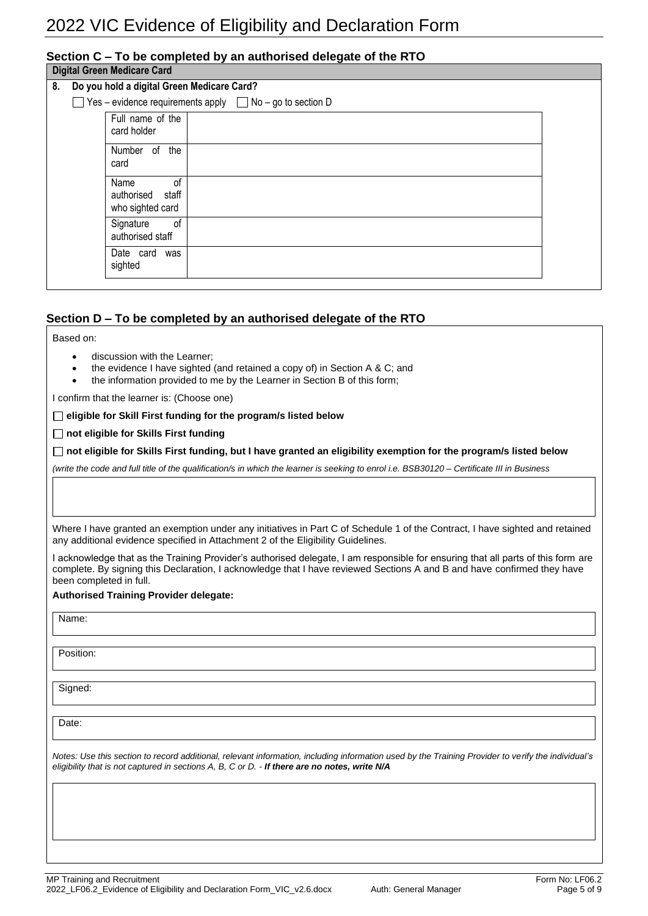## Section C – To be completed by an authorised delegate of the RTO

**Digital Green Medicare Card**

**8. Do you hold a digital Green Medicare Card?**

☐ Yes – evidence requirements apply ☐ No – go to section D

| Field | |
|---|---|
| Full name of the card holder | |
| Number of the card | |
| Name of authorised staff who sighted card | |
| Signature of authorised staff | |
| Date card was sighted | |

## Section D – To be completed by an authorised delegate of the RTO

Based on:

- discussion with the Learner;
- the evidence I have sighted (and retained a copy of) in Section A & C; and
- the information provided to me by the Learner in Section B of this form;

I confirm that the learner is: (Choose one)

☐ **eligible for Skill First funding for the program/s listed below**

☐ **not eligible for Skills First funding**

☐ **not eligible for Skills First funding, but I have granted an eligibility exemption for the program/s listed below**

*(write the code and full title of the qualification/s in which the learner is seeking to enrol i.e. BSB30120 – Certificate III in Business*

Where I have granted an exemption under any initiatives in Part C of Schedule 1 of the Contract, I have sighted and retained any additional evidence specified in Attachment 2 of the Eligibility Guidelines.

I acknowledge that as the Training Provider's authorised delegate, I am responsible for ensuring that all parts of this form are complete. By signing this Declaration, I acknowledge that I have reviewed Sections A and B and have confirmed they have been completed in full.

**Authorised Training Provider delegate:**

Name:

Position:

Signed:

Date:

*Notes: Use this section to record additional, relevant information, including information used by the Training Provider to verify the individual's eligibility that is not captured in sections A, B, C or D. - **If there are no notes, write N/A***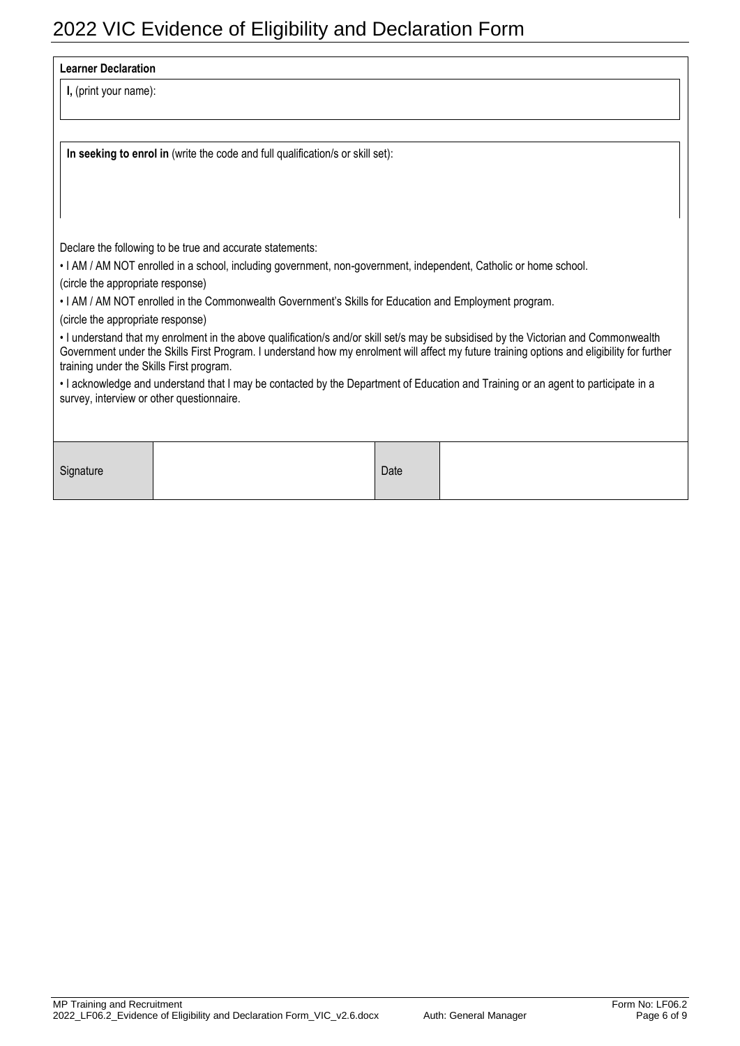# 2022 VIC Evidence of Eligibility and Declaration Form

**Learner Declaration**

**I,** (print your name):

**In seeking to enrol in** (write the code and full qualification/s or skill set):

Declare the following to be true and accurate statements:

• I AM / AM NOT enrolled in a school, including government, non-government, independent, Catholic or home school.

(circle the appropriate response)

• I AM / AM NOT enrolled in the Commonwealth Government's Skills for Education and Employment program.

(circle the appropriate response)

• I understand that my enrolment in the above qualification/s and/or skill set/s may be subsidised by the Victorian and Commonwealth Government under the Skills First Program. I understand how my enrolment will affect my future training options and eligibility for further training under the Skills First program.

• I acknowledge and understand that I may be contacted by the Department of Education and Training or an agent to participate in a survey, interview or other questionnaire.

| Signature | | Date | |
|---|---|---|---|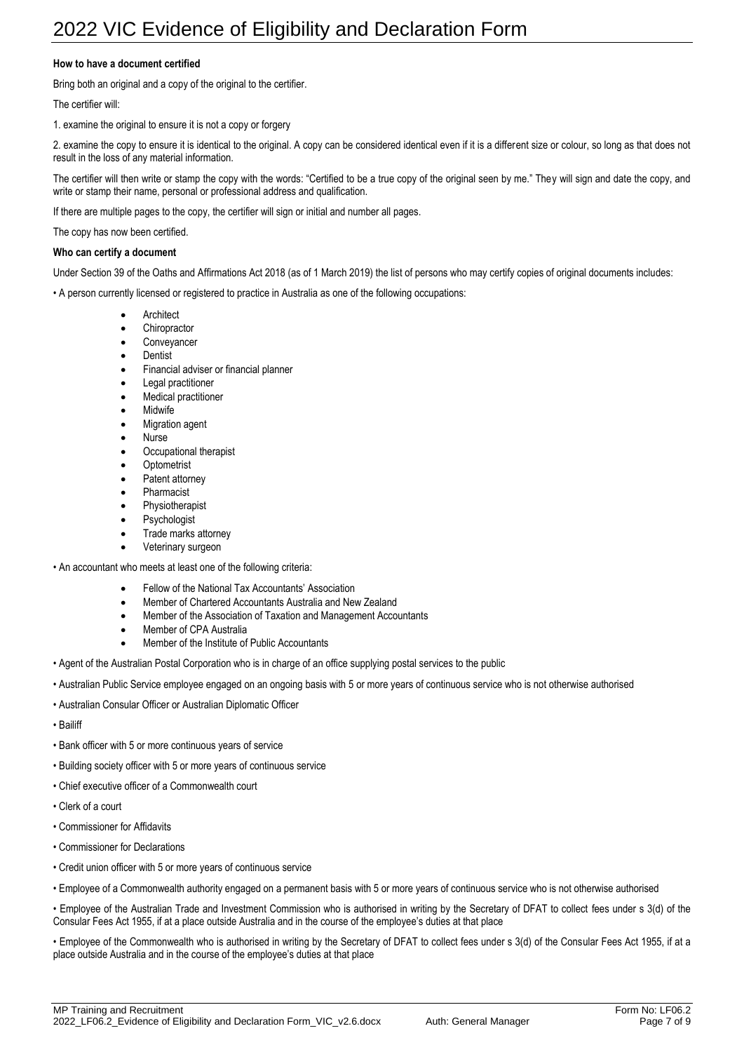# 2022 VIC Evidence of Eligibility and Declaration Form

**How to have a document certified**

Bring both an original and a copy of the original to the certifier.

The certifier will:

1. examine the original to ensure it is not a copy or forgery

2. examine the copy to ensure it is identical to the original. A copy can be considered identical even if it is a different size or colour, so long as that does not result in the loss of any material information.

The certifier will then write or stamp the copy with the words: "Certified to be a true copy of the original seen by me." They will sign and date the copy, and write or stamp their name, personal or professional address and qualification.

If there are multiple pages to the copy, the certifier will sign or initial and number all pages.

The copy has now been certified.

**Who can certify a document**

Under Section 39 of the Oaths and Affirmations Act 2018 (as of 1 March 2019) the list of persons who may certify copies of original documents includes:

- A person currently licensed or registered to practice in Australia as one of the following occupations:
  - Architect
  - Chiropractor
  - Conveyancer
  - Dentist
  - Financial adviser or financial planner
  - Legal practitioner
  - Medical practitioner
  - Midwife
  - Migration agent
  - Nurse
  - Occupational therapist
  - Optometrist
  - Patent attorney
  - Pharmacist
  - Physiotherapist
  - Psychologist
  - Trade marks attorney
  - Veterinary surgeon
- An accountant who meets at least one of the following criteria:
  - Fellow of the National Tax Accountants' Association
  - Member of Chartered Accountants Australia and New Zealand
  - Member of the Association of Taxation and Management Accountants
  - Member of CPA Australia
  - Member of the Institute of Public Accountants
- Agent of the Australian Postal Corporation who is in charge of an office supplying postal services to the public
- Australian Public Service employee engaged on an ongoing basis with 5 or more years of continuous service who is not otherwise authorised
- Australian Consular Officer or Australian Diplomatic Officer
- Bailiff
- Bank officer with 5 or more continuous years of service
- Building society officer with 5 or more years of continuous service
- Chief executive officer of a Commonwealth court
- Clerk of a court
- Commissioner for Affidavits
- Commissioner for Declarations
- Credit union officer with 5 or more years of continuous service
- Employee of a Commonwealth authority engaged on a permanent basis with 5 or more years of continuous service who is not otherwise authorised
- Employee of the Australian Trade and Investment Commission who is authorised in writing by the Secretary of DFAT to collect fees under s 3(d) of the Consular Fees Act 1955, if at a place outside Australia and in the course of the employee's duties at that place
- Employee of the Commonwealth who is authorised in writing by the Secretary of DFAT to collect fees under s 3(d) of the Consular Fees Act 1955, if at a place outside Australia and in the course of the employee's duties at that place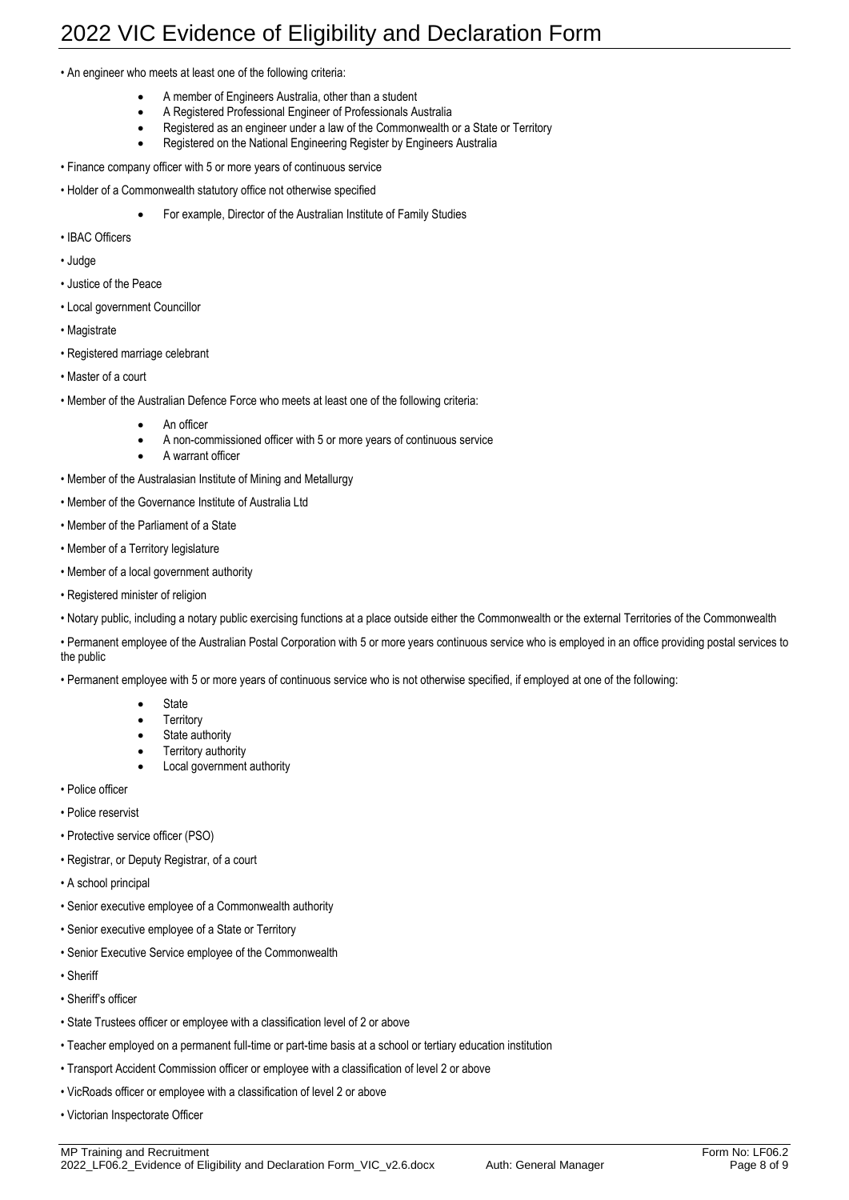- An engineer who meets at least one of the following criteria:
  - A member of Engineers Australia, other than a student
  - A Registered Professional Engineer of Professionals Australia
  - Registered as an engineer under a law of the Commonwealth or a State or Territory
  - Registered on the National Engineering Register by Engineers Australia
- Finance company officer with 5 or more years of continuous service
- Holder of a Commonwealth statutory office not otherwise specified
  - For example, Director of the Australian Institute of Family Studies
- IBAC Officers
- Judge
- Justice of the Peace
- Local government Councillor
- Magistrate
- Registered marriage celebrant
- Master of a court
- Member of the Australian Defence Force who meets at least one of the following criteria:
  - An officer
  - A non-commissioned officer with 5 or more years of continuous service
  - A warrant officer
- Member of the Australasian Institute of Mining and Metallurgy
- Member of the Governance Institute of Australia Ltd
- Member of the Parliament of a State
- Member of a Territory legislature
- Member of a local government authority
- Registered minister of religion
- Notary public, including a notary public exercising functions at a place outside either the Commonwealth or the external Territories of the Commonwealth
- Permanent employee of the Australian Postal Corporation with 5 or more years continuous service who is employed in an office providing postal services to the public
- Permanent employee with 5 or more years of continuous service who is not otherwise specified, if employed at one of the following:
  - State
  - Territory
  - State authority
  - Territory authority
  - Local government authority
- Police officer
- Police reservist
- Protective service officer (PSO)
- Registrar, or Deputy Registrar, of a court
- A school principal
- Senior executive employee of a Commonwealth authority
- Senior executive employee of a State or Territory
- Senior Executive Service employee of the Commonwealth
- Sheriff
- Sheriff's officer
- State Trustees officer or employee with a classification level of 2 or above
- Teacher employed on a permanent full-time or part-time basis at a school or tertiary education institution
- Transport Accident Commission officer or employee with a classification of level 2 or above
- VicRoads officer or employee with a classification of level 2 or above
- Victorian Inspectorate Officer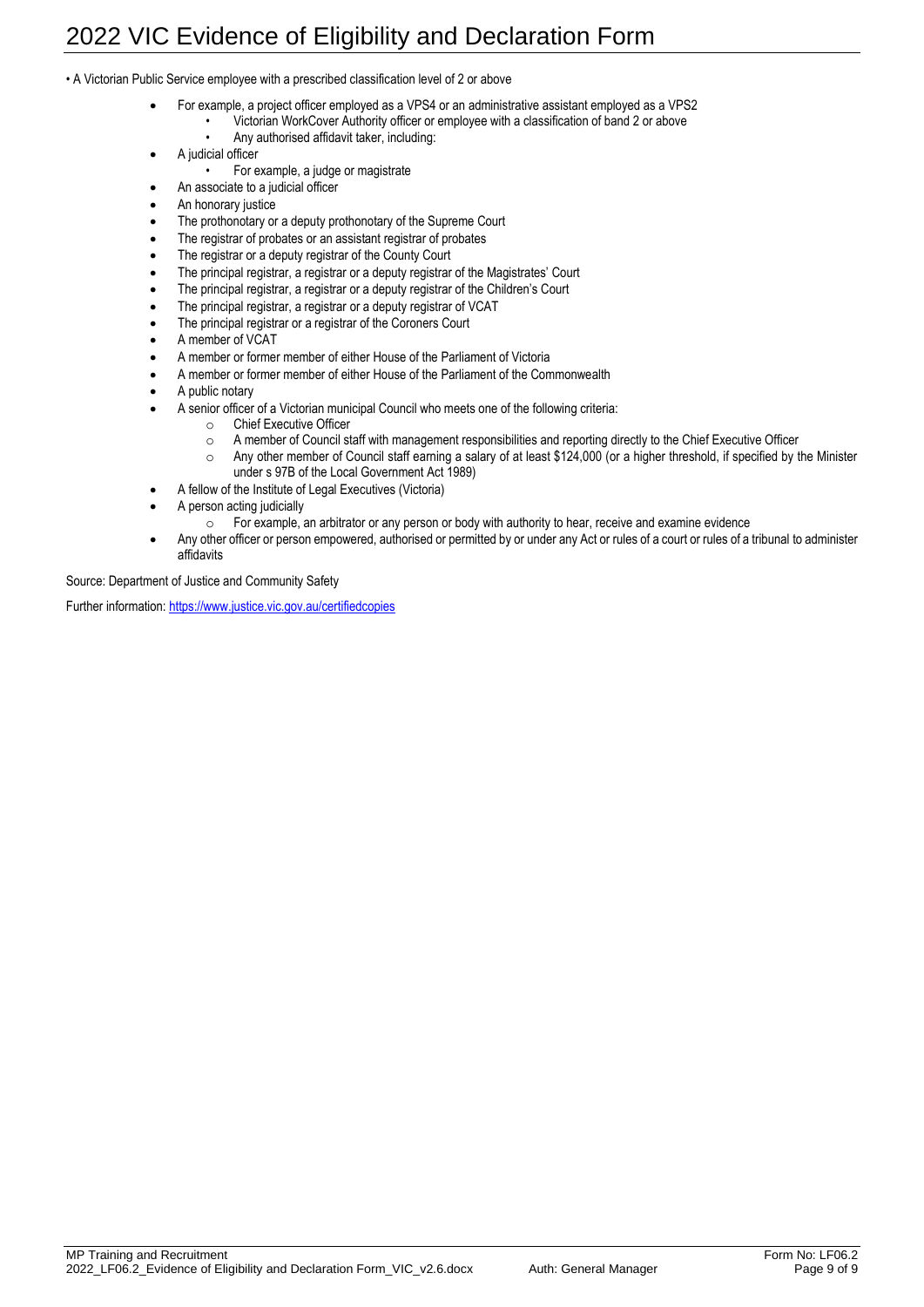• A Victorian Public Service employee with a prescribed classification level of 2 or above

- For example, a project officer employed as a VPS4 or an administrative assistant employed as a VPS2
  - Victorian WorkCover Authority officer or employee with a classification of band 2 or above
  - Any authorised affidavit taker, including:
- A judicial officer
  - For example, a judge or magistrate
- An associate to a judicial officer
- An honorary justice
- The prothonotary or a deputy prothonotary of the Supreme Court
- The registrar of probates or an assistant registrar of probates
- The registrar or a deputy registrar of the County Court
- The principal registrar, a registrar or a deputy registrar of the Magistrates' Court
- The principal registrar, a registrar or a deputy registrar of the Children's Court
- The principal registrar, a registrar or a deputy registrar of VCAT
- The principal registrar or a registrar of the Coroners Court
- A member of VCAT
- A member or former member of either House of the Parliament of Victoria
- A member or former member of either House of the Parliament of the Commonwealth
- A public notary
- A senior officer of a Victorian municipal Council who meets one of the following criteria:
  - Chief Executive Officer
  - A member of Council staff with management responsibilities and reporting directly to the Chief Executive Officer
  - Any other member of Council staff earning a salary of at least $124,000 (or a higher threshold, if specified by the Minister under s 97B of the Local Government Act 1989)
- A fellow of the Institute of Legal Executives (Victoria)
- A person acting judicially
  - For example, an arbitrator or any person or body with authority to hear, receive and examine evidence
- Any other officer or person empowered, authorised or permitted by or under any Act or rules of a court or rules of a tribunal to administer affidavits

Source: Department of Justice and Community Safety

Further information: https://www.justice.vic.gov.au/certifiedcopies